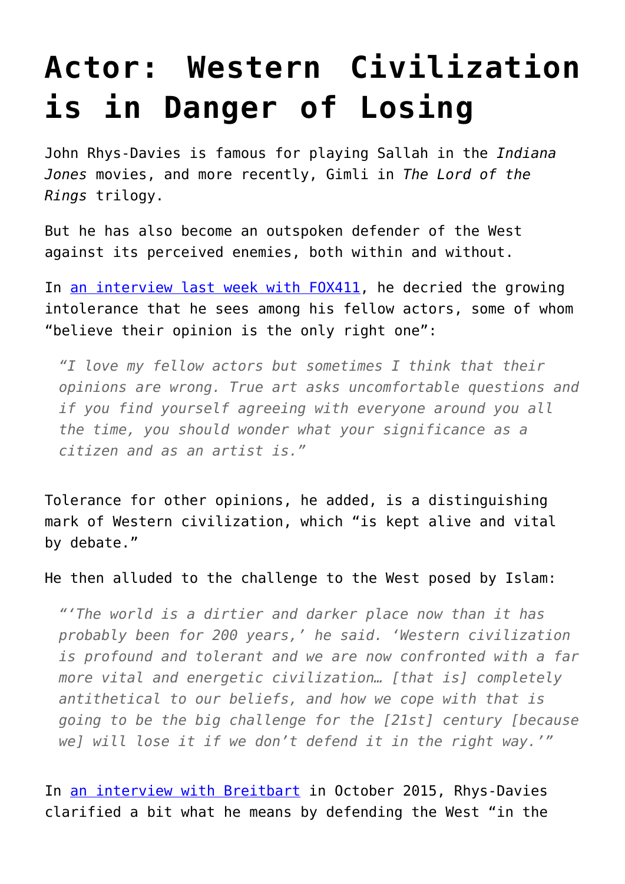# Actor: Western Civilization is in Danger of Losing

John Rhys-Davies is famous for playing Sallah in the *Indiana Jones* movies, and more recently, Gimli in *The Lord of the Rings* trilogy.

But he has also become an outspoken defender of the West against its perceived enemies, both within and without.

In [an interview last week with FOX411](), he decried the growing intolerance that he sees among his fellow actors, some of whom "believe their opinion is the only right one":

> *"I love my fellow actors but sometimes I think that their opinions are wrong. True art asks uncomfortable questions and if you find yourself agreeing with everyone around you all the time, you should wonder what your significance as a citizen and as an artist is."*

Tolerance for other opinions, he added, is a distinguishing mark of Western civilization, which "is kept alive and vital by debate."

He then alluded to the challenge to the West posed by Islam:

> *"'The world is a dirtier and darker place now than it has probably been for 200 years,' he said. 'Western civilization is profound and tolerant and we are now confronted with a far more vital and energetic civilization… [that is] completely antithetical to our beliefs, and how we cope with that is going to be the big challenge for the [21st] century [because we] will lose it if we don't defend it in the right way.'"*

In [an interview with Breitbart]() in October 2015, Rhys-Davies clarified a bit what he means by defending the West "in the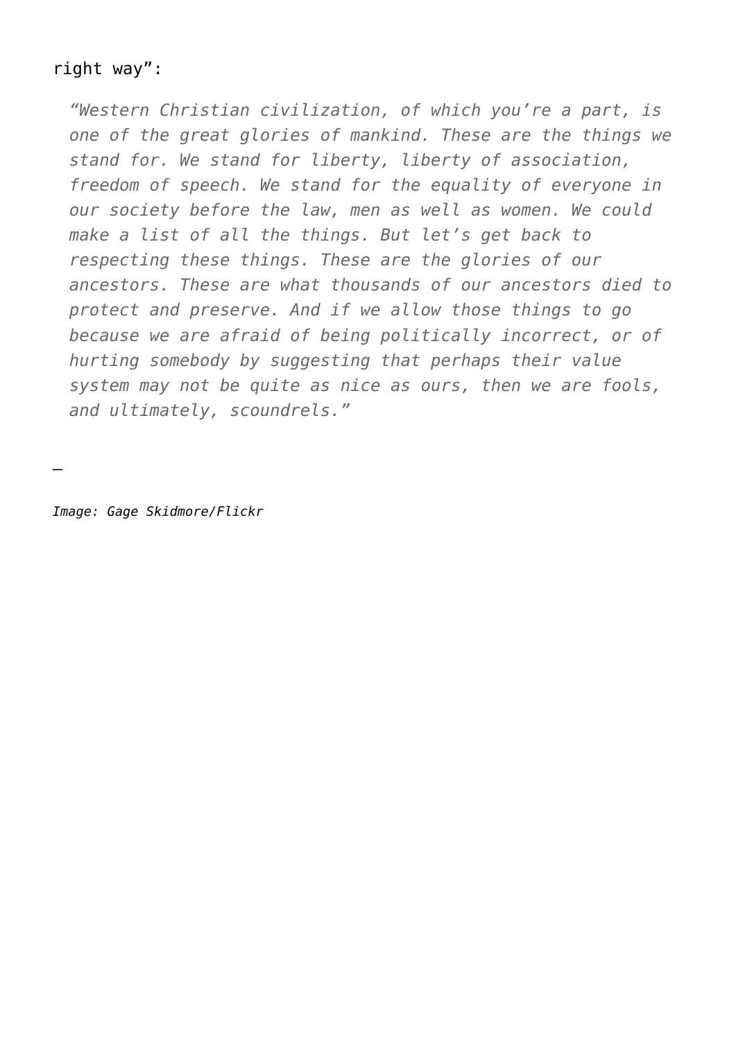right way":

> *"Western Christian civilization, of which you're a part, is one of the great glories of mankind. These are the things we stand for. We stand for liberty, liberty of association, freedom of speech. We stand for the equality of everyone in our society before the law, men as well as women. We could make a list of all the things. But let's get back to respecting these things. These are the glories of our ancestors. These are what thousands of our ancestors died to protect and preserve. And if we allow those things to go because we are afraid of being politically incorrect, or of hurting somebody by suggesting that perhaps their value system may not be quite as nice as ours, then we are fools, and ultimately, scoundrels."*

—

*Image: Gage Skidmore/Flickr*